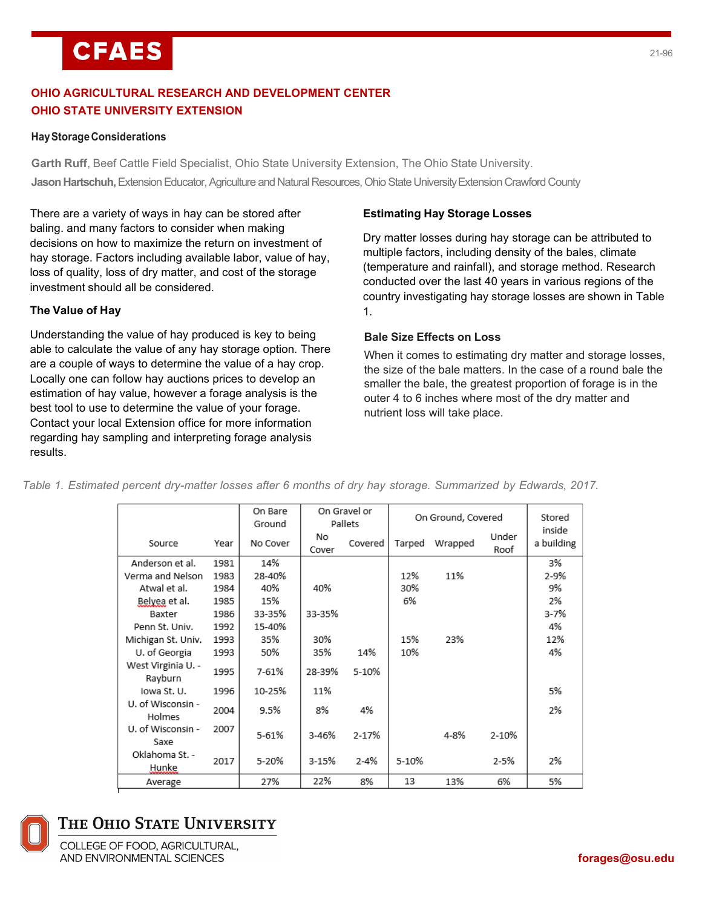# OHIO AGRICULTURAL RESEARCH AND DEVELOPMENT CENTER
# OHIO STATE UNIVERSITY EXTENSION

## Hay Storage Considerations

**Garth Ruff**, Beef Cattle Field Specialist, Ohio State University Extension, The Ohio State University.

**Jason Hartschuh,** Extension Educator, Agriculture and Natural Resources, Ohio State University Extension Crawford County

There are a variety of ways in hay can be stored after baling. and many factors to consider when making decisions on how to maximize the return on investment of hay storage. Factors including available labor, value of hay, loss of quality, loss of dry matter, and cost of the storage investment should all be considered.

### The Value of Hay

Understanding the value of hay produced is key to being able to calculate the value of any hay storage option. There are a couple of ways to determine the value of a hay crop. Locally one can follow hay auctions prices to develop an estimation of hay value, however a forage analysis is the best tool to use to determine the value of your forage. Contact your local Extension office for more information regarding hay sampling and interpreting forage analysis results.

### Estimating Hay Storage Losses

Dry matter losses during hay storage can be attributed to multiple factors, including density of the bales, climate (temperature and rainfall), and storage method. Research conducted over the last 40 years in various regions of the country investigating hay storage losses are shown in Table 1.

### Bale Size Effects on Loss

When it comes to estimating dry matter and storage losses, the size of the bale matters. In the case of a round bale the smaller the bale, the greatest proportion of forage is in the outer 4 to 6 inches where most of the dry matter and nutrient loss will take place.

*Table 1. Estimated percent dry-matter losses after 6 months of dry hay storage. Summarized by Edwards, 2017.*

| | | On Bare Ground | On Gravel or Pallets | | On Ground, Covered | | | Stored inside a building |
|---|---|---|---|---|---|---|---|---|
| Source | Year | No Cover | No Cover | Covered | Tarped | Wrapped | Under Roof | |
| Anderson et al. | 1981 | 14% | | | | | | 3% |
| Verma and Nelson | 1983 | 28-40% | | | 12% | 11% | | 2-9% |
| Atwal et al. | 1984 | 40% | 40% | | 30% | | | 9% |
| Belyea et al. | 1985 | 15% | | | 6% | | | 2% |
| Baxter | 1986 | 33-35% | 33-35% | | | | | 3-7% |
| Penn St. Univ. | 1992 | 15-40% | | | | | | 4% |
| Michigan St. Univ. | 1993 | 35% | 30% | | 15% | 23% | | 12% |
| U. of Georgia | 1993 | 50% | 35% | 14% | 10% | | | 4% |
| West Virginia U. - Rayburn | 1995 | 7-61% | 28-39% | 5-10% | | | | |
| Iowa St. U. | 1996 | 10-25% | 11% | | | | | 5% |
| U. of Wisconsin - Holmes | 2004 | 9.5% | 8% | 4% | | | | 2% |
| U. of Wisconsin - Saxe | 2007 | 5-61% | 3-46% | 2-17% | | 4-8% | 2-10% | |
| Oklahoma St. - Hunke | 2017 | 5-20% | 3-15% | 2-4% | 5-10% | | 2-5% | 2% |
| Average | | 27% | 22% | 8% | 13 | 13% | 6% | 5% |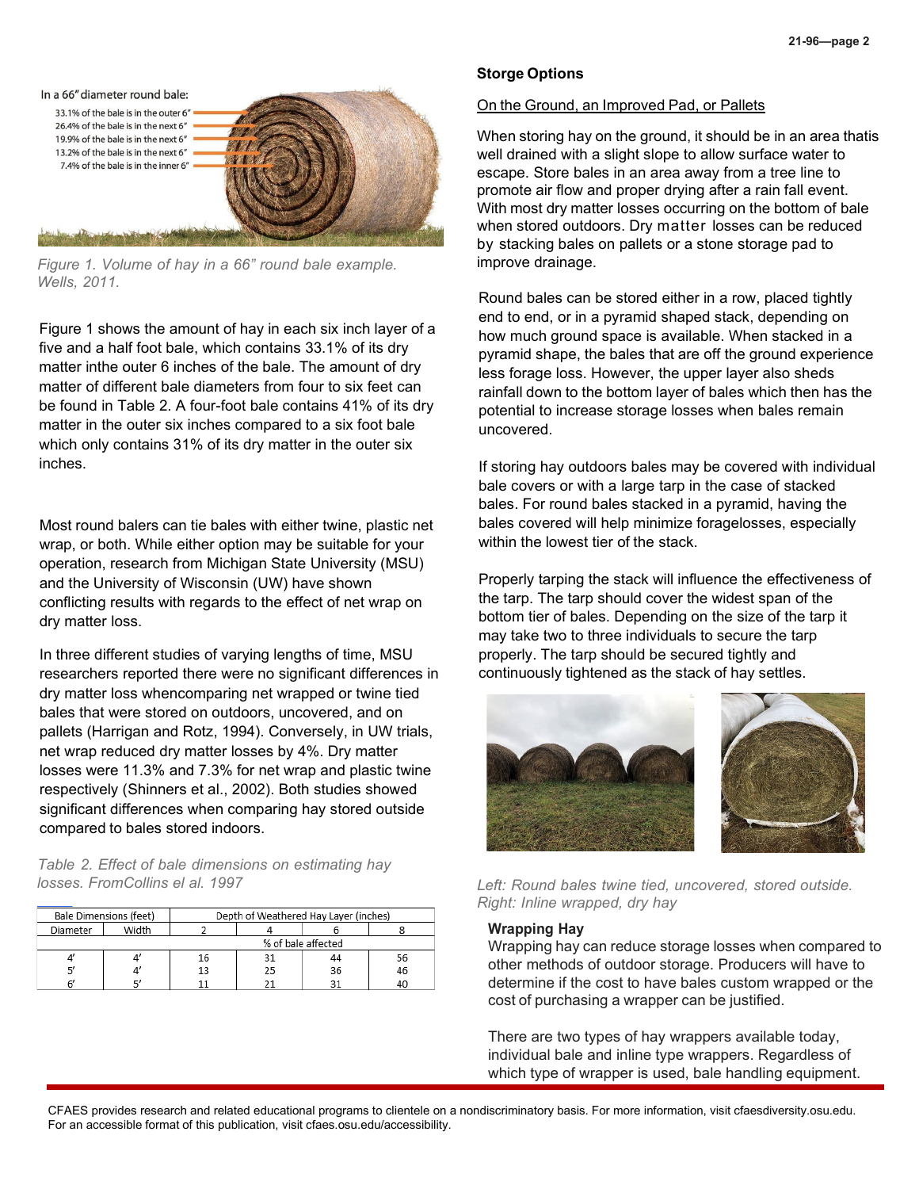Figure 1. Volume of hay in a 66" round bale example. Wells, 2011.

Figure 1 shows the amount of hay in each six inch layer of a five and a half foot bale, which contains 33.1% of its dry matter inthe outer 6 inches of the bale. The amount of dry matter of different bale diameters from four to six feet can be found in Table 2. A four-foot bale contains 41% of its dry matter in the outer six inches compared to a six foot bale which only contains 31% of its dry matter in the outer six inches.

Most round balers can tie bales with either twine, plastic net wrap, or both. While either option may be suitable for your operation, research from Michigan State University (MSU) and the University of Wisconsin (UW) have shown conflicting results with regards to the effect of net wrap on dry matter loss.

In three different studies of varying lengths of time, MSU researchers reported there were no significant differences in dry matter loss whencomparing net wrapped or twine tied bales that were stored on outdoors, uncovered, and on pallets (Harrigan and Rotz, 1994). Conversely, in UW trials, net wrap reduced dry matter losses by 4%. Dry matter losses were 11.3% and 7.3% for net wrap and plastic twine respectively (Shinners et al., 2002). Both studies showed significant differences when comparing hay stored outside compared to bales stored indoors.

*Table 2. Effect of bale dimensions on estimating hay losses. FromCollins el al. 1997*

| Bale Dimensions (feet) | | Depth of Weathered Hay Layer (inches) | | | |
|---|---|---|---|---|---|
| Diameter | Width | 2 | 4 | 6 | 8 |
| | | % of bale affected | | | |
| 4' | 4' | 16 | 31 | 44 | 56 |
| 5' | 4' | 13 | 25 | 36 | 46 |
| 6' | 5' | 11 | 21 | 31 | 40 |

### Storge Options

On the Ground, an Improved Pad, or Pallets

When storing hay on the ground, it should be in an area thatis well drained with a slight slope to allow surface water to escape. Store bales in an area away from a tree line to promote air flow and proper drying after a rain fall event. With most dry matter losses occurring on the bottom of bale when stored outdoors. Dry matter losses can be reduced by stacking bales on pallets or a stone storage pad to improve drainage.

Round bales can be stored either in a row, placed tightly end to end, or in a pyramid shaped stack, depending on how much ground space is available. When stacked in a pyramid shape, the bales that are off the ground experience less forage loss. However, the upper layer also sheds rainfall down to the bottom layer of bales which then has the potential to increase storage losses when bales remain uncovered.

If storing hay outdoors bales may be covered with individual bale covers or with a large tarp in the case of stacked bales. For round bales stacked in a pyramid, having the bales covered will help minimize foragelosses, especially within the lowest tier of the stack.

Properly tarping the stack will influence the effectiveness of the tarp. The tarp should cover the widest span of the bottom tier of bales. Depending on the size of the tarp it may take two to three individuals to secure the tarp properly. The tarp should be secured tightly and continuously tightened as the stack of hay settles.

*Left: Round bales twine tied, uncovered, stored outside. Right: Inline wrapped, dry hay*

### Wrapping Hay

Wrapping hay can reduce storage losses when compared to other methods of outdoor storage. Producers will have to determine if the cost to have bales custom wrapped or the cost of purchasing a wrapper can be justified.

There are two types of hay wrappers available today, individual bale and inline type wrappers. Regardless of which type of wrapper is used, bale handling equipment.

CFAES provides research and related educational programs to clientele on a nondiscriminatory basis. For more information, visit cfaesdiversity.osu.edu. For an accessible format of this publication, visit cfaes.osu.edu/accessibility.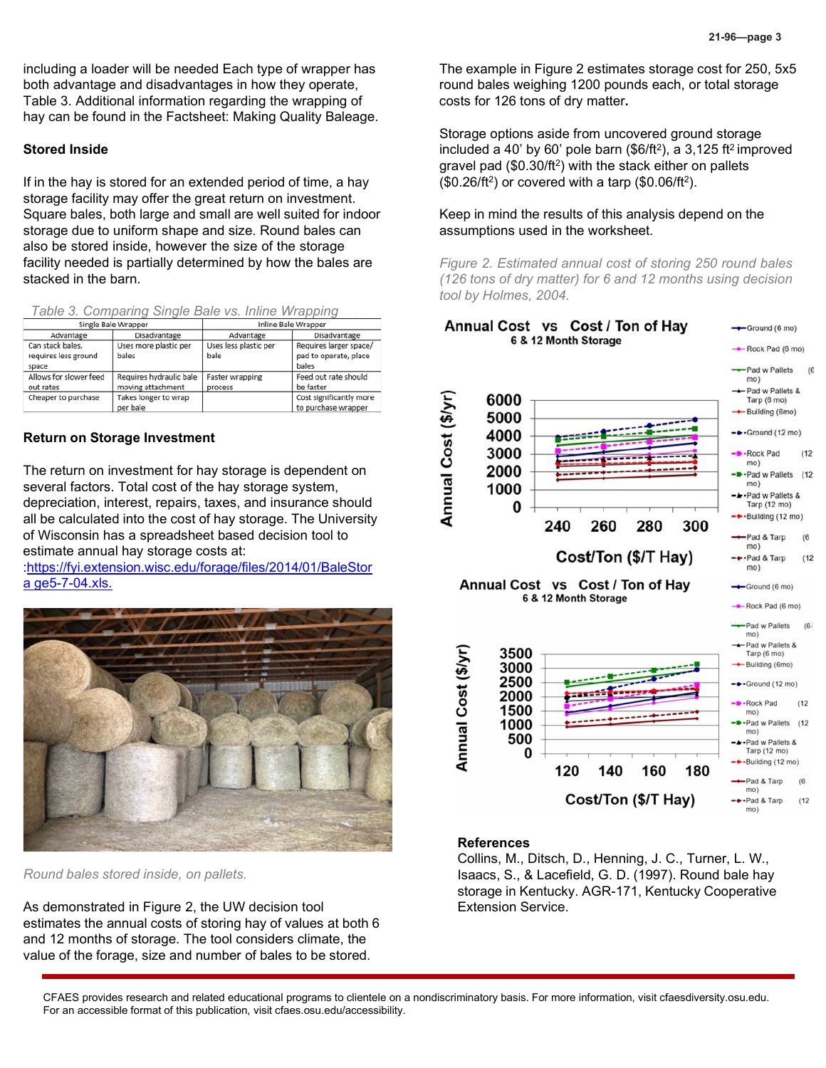including a loader will be needed Each type of wrapper has both advantage and disadvantages in how they operate, Table 3. Additional information regarding the wrapping of hay can be found in the Factsheet: Making Quality Baleage.

### Stored Inside

If in the hay is stored for an extended period of time, a hay storage facility may offer the great return on investment. Square bales, both large and small are well suited for indoor storage due to uniform shape and size. Round bales can also be stored inside, however the size of the storage facility needed is partially determined by how the bales are stacked in the barn.

*Table 3. Comparing Single Bale vs. Inline Wrapping*

| Single Bale Wrapper | | Inline Bale Wrapper | |
|---|---|---|---|
| Advantage | Disadvantage | Advantage | Disadvantage |
| Can stack bales, requires less ground space | Uses more plastic per bales | Uses less plastic per bale | Requires larger space/ pad to operate, place bales |
| Allows for slower feed out rates | Requires hydraulic bale moving attachment | Faster wrapping process | Feed out rate should be faster |
| Cheaper to purchase | Takes longer to wrap per bale | | Cost significantly more to purchase wrapper |

### Return on Storage Investment

The return on investment for hay storage is dependent on several factors. Total cost of the hay storage system, depreciation, interest, repairs, taxes, and insurance should all be calculated into the cost of hay storage. The University of Wisconsin has a spreadsheet based decision tool to estimate annual hay storage costs at: :https://fyi.extension.wisc.edu/forage/files/2014/01/BaleStora ge5-7-04.xls.

*Round bales stored inside, on pallets.*

As demonstrated in Figure 2, the UW decision tool estimates the annual costs of storing hay of values at both 6 and 12 months of storage. The tool considers climate, the value of the forage, size and number of bales to be stored.

The example in Figure 2 estimates storage cost for 250, 5x5 round bales weighing 1200 pounds each, or total storage costs for 126 tons of dry matter.

Storage options aside from uncovered ground storage included a 40' by 60' pole barn ($6/ft$^2$), a 3,125 ft$^2$ improved gravel pad ($0.30/ft$^2$) with the stack either on pallets ($0.26/ft$^2$) or covered with a tarp ($0.06/ft$^2$).

Keep in mind the results of this analysis depend on the assumptions used in the worksheet.

*Figure 2. Estimated annual cost of storing 250 round bales (126 tons of dry matter) for 6 and 12 months using decision tool by Holmes, 2004.*

### References

Collins, M., Ditsch, D., Henning, J. C., Turner, L. W., Isaacs, S., & Lacefield, G. D. (1997). Round bale hay storage in Kentucky. AGR-171, Kentucky Cooperative Extension Service.

CFAES provides research and related educational programs to clientele on a nondiscriminatory basis. For more information, visit cfaesdiversity.osu.edu. For an accessible format of this publication, visit cfaes.osu.edu/accessibility.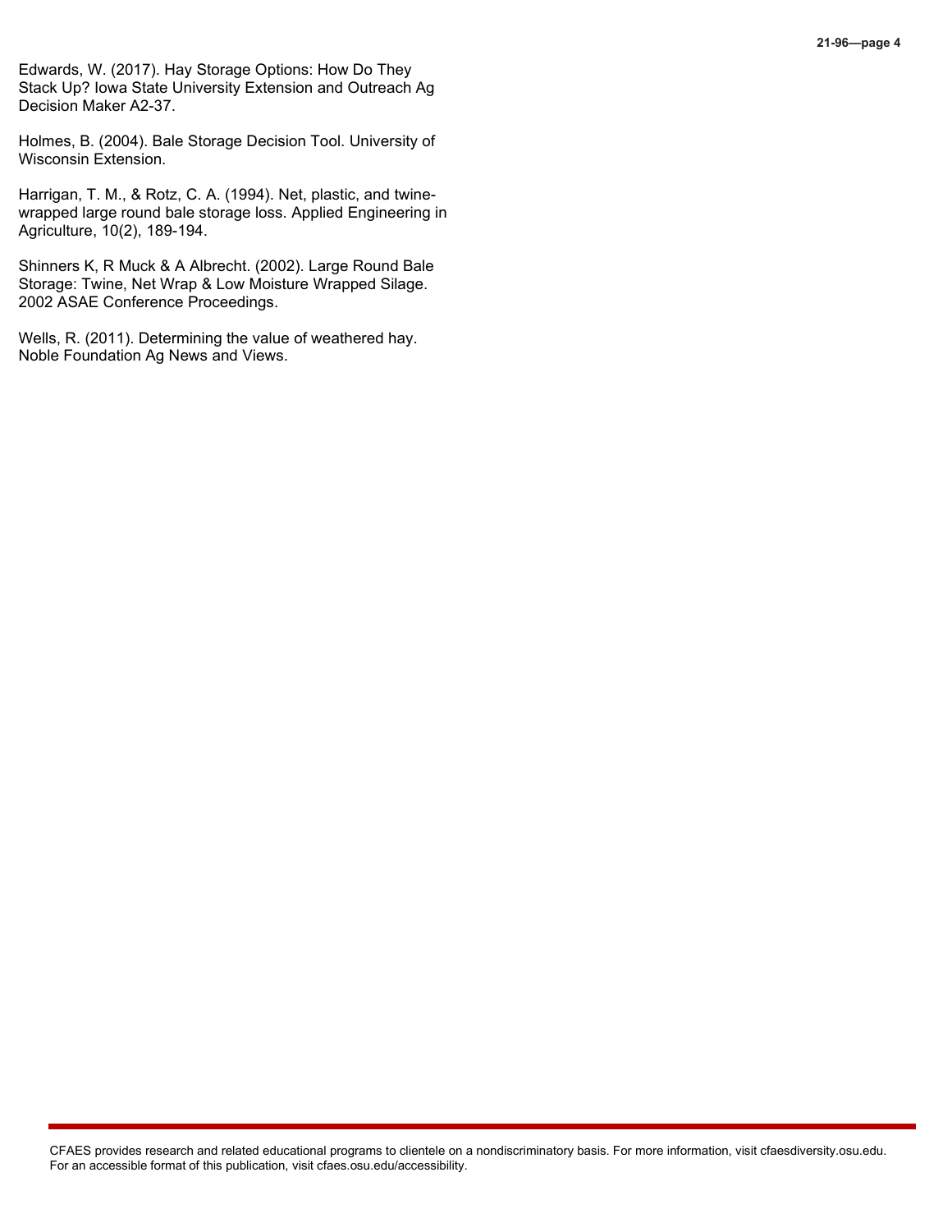Edwards, W. (2017). Hay Storage Options: How Do They Stack Up? Iowa State University Extension and Outreach Ag Decision Maker A2-37.

Holmes, B. (2004). Bale Storage Decision Tool. University of Wisconsin Extension.

Harrigan, T. M., & Rotz, C. A. (1994). Net, plastic, and twine-wrapped large round bale storage loss. Applied Engineering in Agriculture, 10(2), 189-194.

Shinners K, R Muck & A Albrecht. (2002). Large Round Bale Storage: Twine, Net Wrap & Low Moisture Wrapped Silage. 2002 ASAE Conference Proceedings.

Wells, R. (2011). Determining the value of weathered hay. Noble Foundation Ag News and Views.

CFAES provides research and related educational programs to clientele on a nondiscriminatory basis. For more information, visit cfaesdiversity.osu.edu. For an accessible format of this publication, visit cfaes.osu.edu/accessibility.